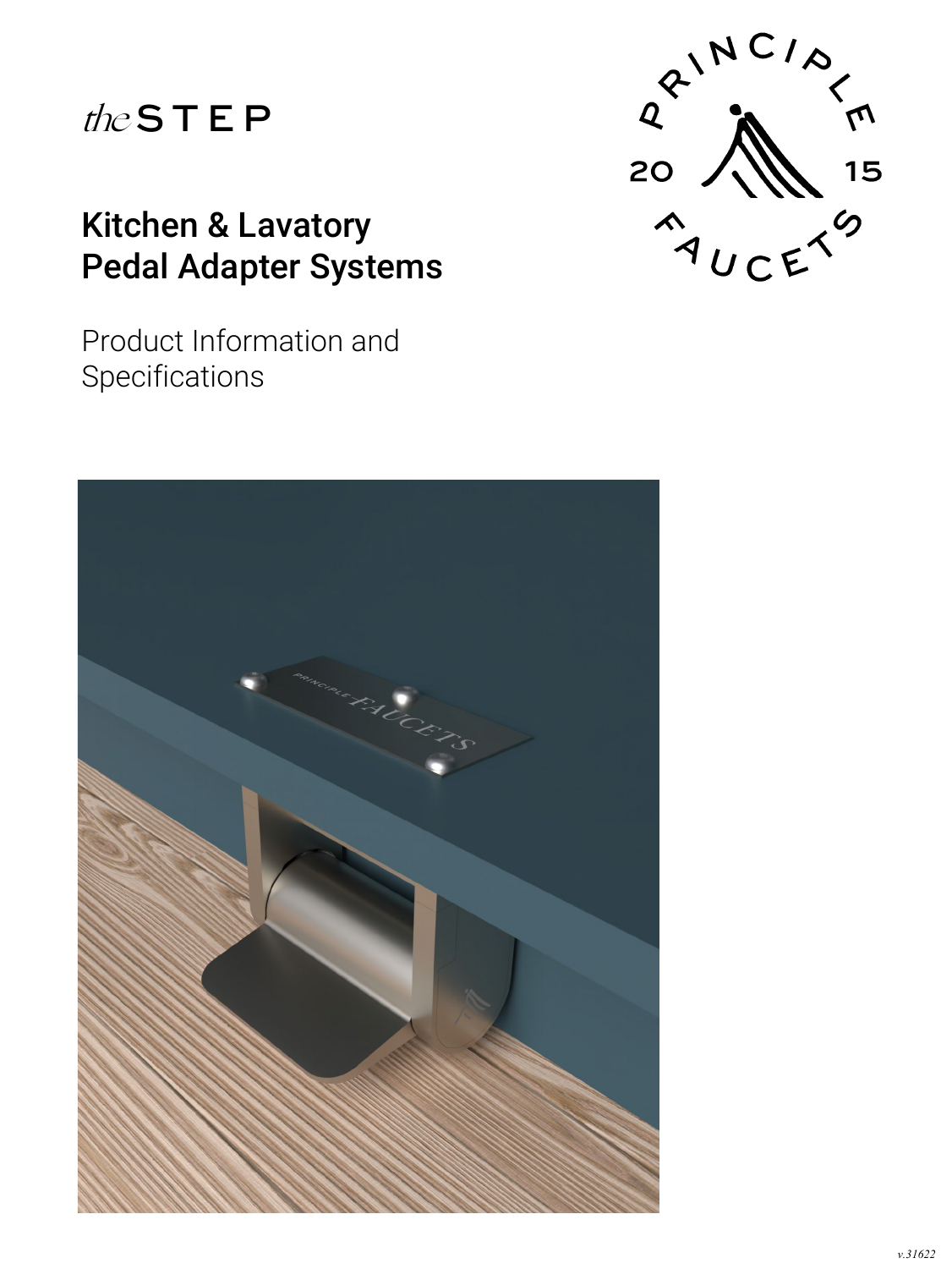*the* STEP

# Kitchen & Lavatory Pedal Adapter Systems

Product Information and Specifications

v.31622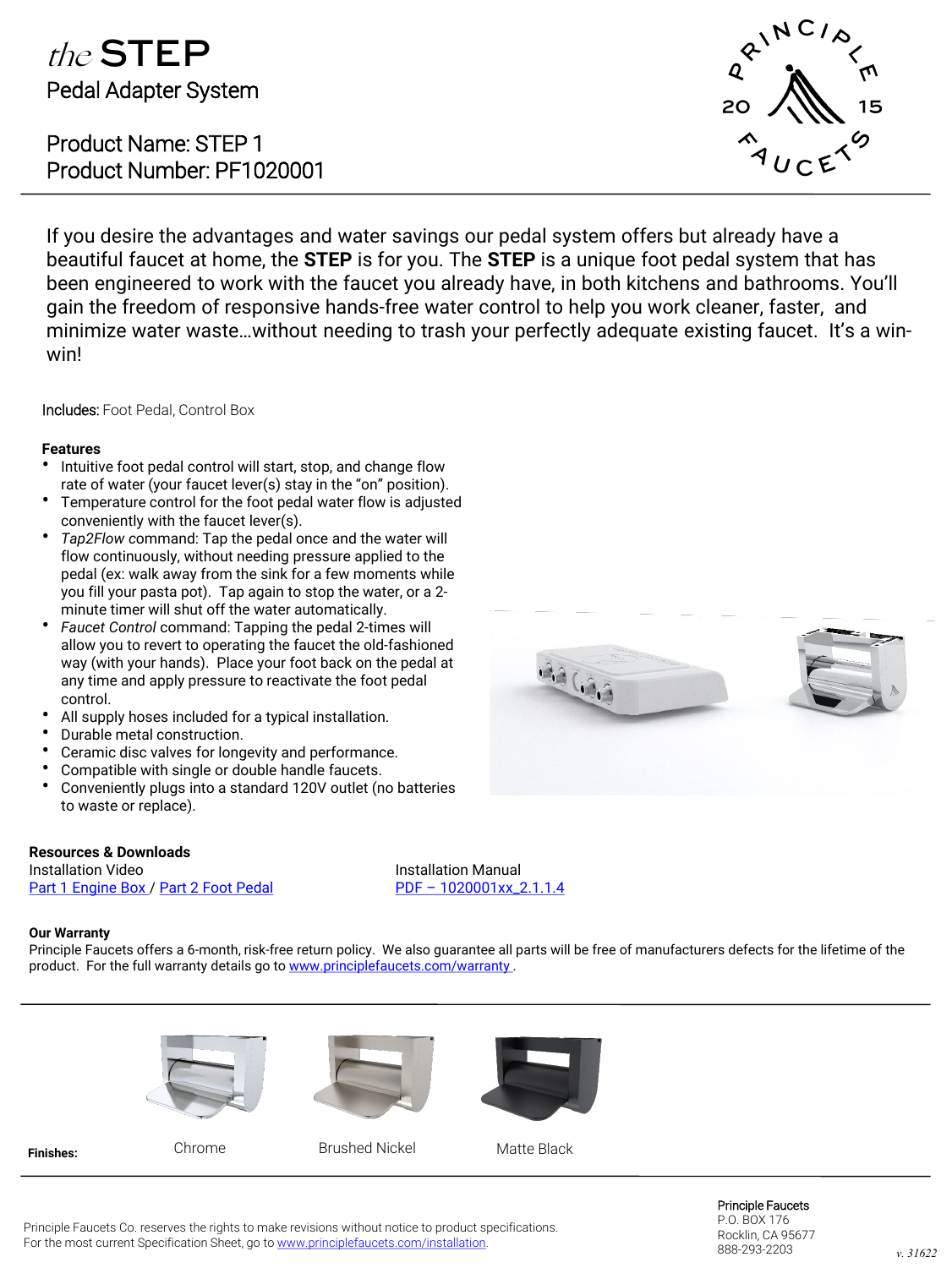# *the* STEP

## Pedal Adapter System

Product Name: STEP 1
Product Number: PF1020001

If you desire the advantages and water savings our pedal system offers but already have a beautiful faucet at home, the **STEP** is for you. The **STEP** is a unique foot pedal system that has been engineered to work with the faucet you already have, in both kitchens and bathrooms. You'll gain the freedom of responsive hands-free water control to help you work cleaner, faster, and minimize water waste…without needing to trash your perfectly adequate existing faucet. It's a win-win!

**Includes:** Foot Pedal, Control Box

**Features**

- Intuitive foot pedal control will start, stop, and change flow rate of water (your faucet lever(s) stay in the "on" position).
- Temperature control for the foot pedal water flow is adjusted conveniently with the faucet lever(s).
- *Tap2Flow* command: Tap the pedal once and the water will flow continuously, without needing pressure applied to the pedal (ex: walk away from the sink for a few moments while you fill your pasta pot). Tap again to stop the water, or a 2-minute timer will shut off the water automatically.
- *Faucet Control* command: Tapping the pedal 2-times will allow you to revert to operating the faucet the old-fashioned way (with your hands). Place your foot back on the pedal at any time and apply pressure to reactivate the foot pedal control.
- All supply hoses included for a typical installation.
- Durable metal construction.
- Ceramic disc valves for longevity and performance.
- Compatible with single or double handle faucets.
- Conveniently plugs into a standard 120V outlet (no batteries to waste or replace).

**Resources & Downloads**

Installation Video
Part 1 Engine Box / Part 2 Foot Pedal

Installation Manual
PDF – 1020001xx_2.1.1.4

**Our Warranty**

Principle Faucets offers a 6-month, risk-free return policy. We also guarantee all parts will be free of manufacturers defects for the lifetime of the product. For the full warranty details go to www.principlefaucets.com/warranty .

**Finishes:** Chrome | Brushed Nickel | Matte Black

Principle Faucets Co. reserves the rights to make revisions without notice to product specifications.
For the most current Specification Sheet, go to www.principlefaucets.com/installation.

Principle Faucets
P.O. BOX 176
Rocklin, CA 95677
888-293-2203

v. 31622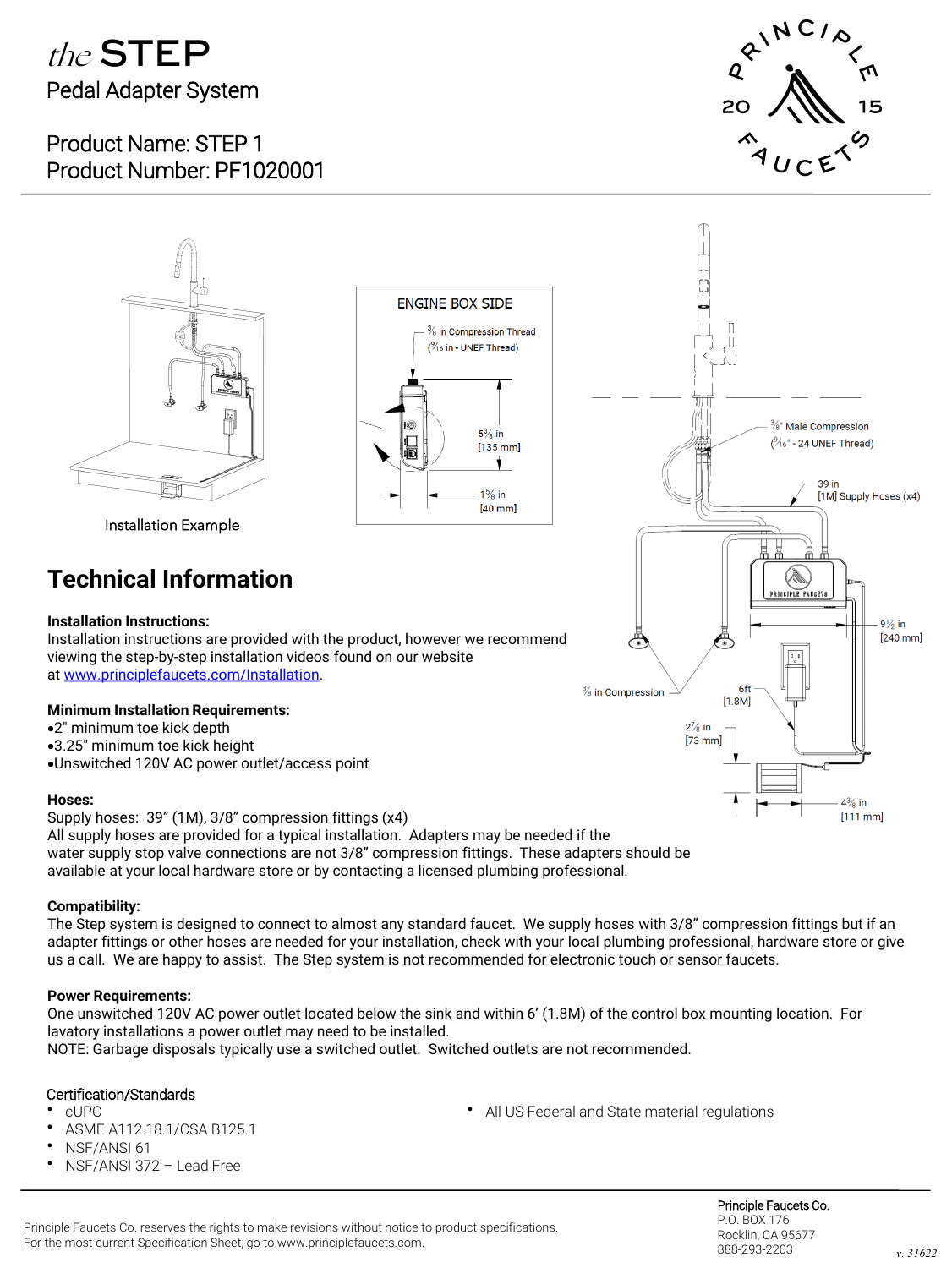*the* **STEP**

Pedal Adapter System

Product Name: STEP 1
Product Number: PF1020001

ENGINE BOX SIDE

3/8 in Compression Thread
(9/16 in - UNEF Thread)

5 3/8 in
[135 mm]

1 5/8 in
[40 mm]

Installation Example

3/8" Male Compression
(9/16" - 24 UNEF Thread)

39 in
[1M] Supply Hoses (x4)

9 1/2 in
[240 mm]

3/8 in Compression

6ft
[1.8M]

2 7/8 in
[73 mm]

4 3/8 in
[111 mm]

# Technical Information

**Installation Instructions:**
Installation instructions are provided with the product, however we recommend viewing the step-by-step installation videos found on our website at www.principlefaucets.com/Installation.

**Minimum Installation Requirements:**
- 2" minimum toe kick depth
- 3.25" minimum toe kick height
- Unswitched 120V AC power outlet/access point

**Hoses:**
Supply hoses: 39" (1M), 3/8" compression fittings (x4)
All supply hoses are provided for a typical installation. Adapters may be needed if the water supply stop valve connections are not 3/8" compression fittings. These adapters should be available at your local hardware store or by contacting a licensed plumbing professional.

**Compatibility:**
The Step system is designed to connect to almost any standard faucet. We supply hoses with 3/8" compression fittings but if an adapter fittings or other hoses are needed for your installation, check with your local plumbing professional, hardware store or give us a call. We are happy to assist. The Step system is not recommended for electronic touch or sensor faucets.

**Power Requirements:**
One unswitched 120V AC power outlet located below the sink and within 6' (1.8M) of the control box mounting location. For lavatory installations a power outlet may need to be installed.
NOTE: Garbage disposals typically use a switched outlet. Switched outlets are not recommended.

Certification/Standards
- cUPC
- ASME A112.18.1/CSA B125.1
- NSF/ANSI 61
- NSF/ANSI 372 – Lead Free
- All US Federal and State material regulations

Principle Faucets Co. reserves the rights to make revisions without notice to product specifications.
For the most current Specification Sheet, go to www.principlefaucets.com.

Principle Faucets Co.
P.O. BOX 176
Rocklin, CA 95677
888-293-2203

*v. 31622*